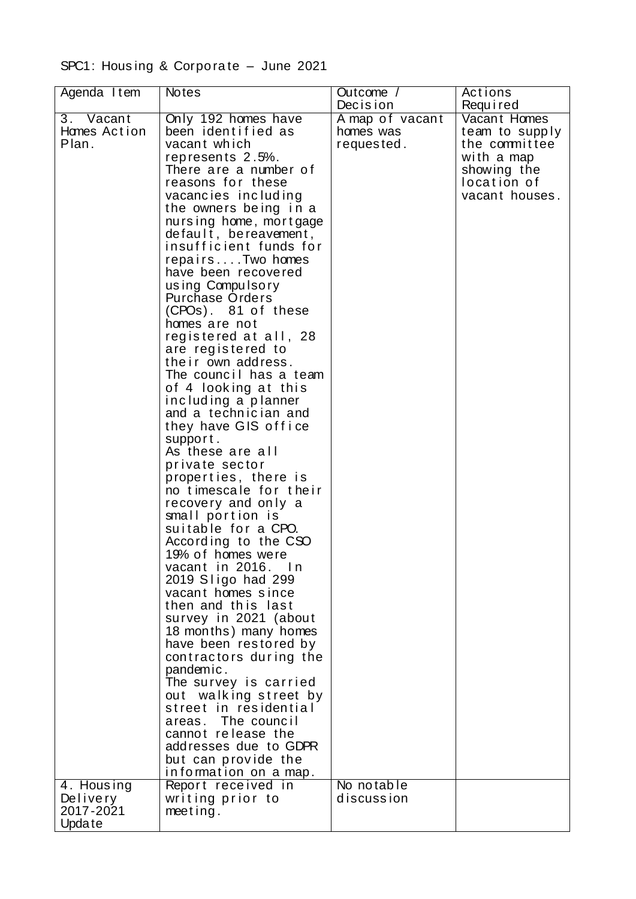SPC1: Housing & Corporate – June 2021

| Agenda Item | Notes | Outcome / Decision | Actions Required |
|---|---|---|---|
| 3. Vacant Homes Action Plan. | Only 192 homes have been identified as vacant which represents 2.5%. There are a number of reasons for these vacancies including the owners being in a nursing home, mortgage default, bereavement, insufficient funds for repairs....Two homes have been recovered using Compulsory Purchase Orders (CPOs). 81 of these homes are not registered at all, 28 are registered to their own address. The council has a team of 4 looking at this including a planner and a technician and they have GIS office support. As these are all private sector properties, there is no timescale for their recovery and only a small portion is suitable for a CPO. According to the CSO 19% of homes were vacant in 2016. In 2019 Sligo had 299 vacant homes since then and this last survey in 2021 (about 18 months) many homes have been restored by contractors during the pandemic. The survey is carried out walking street by street in residential areas. The council cannot release the addresses due to GDPR but can provide the information on a map. | A map of vacant homes was requested. | Vacant Homes team to supply the committee with a map showing the location of vacant houses. |
| 4. Housing Delivery 2017-2021 Update | Report received in writing prior to meeting. | No notable discussion | |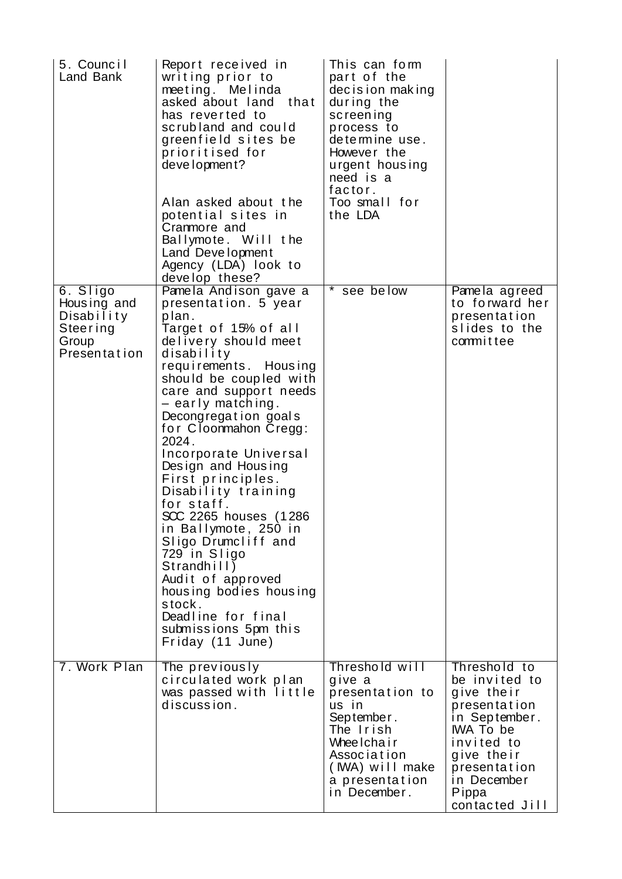| 5. Council Land Bank | Report received in writing prior to meeting. Melinda asked about land that has reverted to scrubland and could greenfield sites be prioritised for development?<br><br>Alan asked about the potential sites in Cranmore and Ballymote. Will the Land Development Agency (LDA) look to develop these? | This can form part of the decision making during the screening process to determine use. However the urgent housing need is a factor.<br>Too small for the LDA | |
|---|---|---|---|
| 6. Sligo Housing and Disability Steering Group Presentation | Pamela Andison gave a presentation. 5 year plan.<br>Target of 15% of all delivery should meet disability requirements. Housing should be coupled with care and support needs – early matching.<br>Decongregation goals for Cloonmahon Cregg: 2024.<br>Incorporate Universal Design and Housing First principles.<br>Disability training for staff.<br>SCC 2265 houses (1286 in Ballymote, 250 in Sligo Drumcliff and 729 in Sligo Strandhill)<br>Audit of approved housing bodies housing stock.<br>Deadline for final submissions 5pm this Friday (11 June) | * see below | Pamela agreed to forward her presentation slides to the committee |
| 7. Work Plan | The previously circulated work plan was passed with little discussion. | Threshold will give a presentation to us in September. The Irish Wheelchair Association (IWA) will make a presentation in December. | Threshold to be invited to give their presentation in September. IWA To be invited to give their presentation in December Pippa contacted Jill |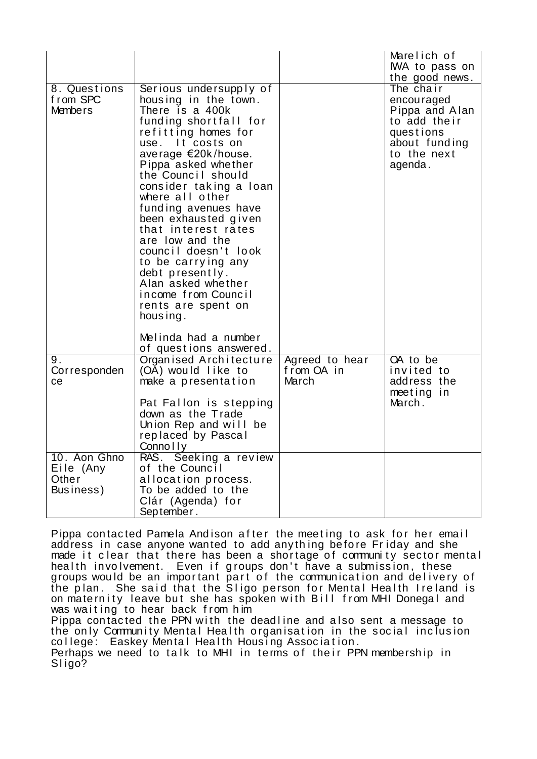| | | | |
|---|---|---|---|
| | | | Marelich of IWA to pass on the good news. |
| 8. Questions from SPC Members | Serious undersupply of housing in the town. There is a 400k funding shortfall for refitting homes for use. It costs on average €20k/house. Pippa asked whether the Council should consider taking a loan where all other funding avenues have been exhausted given that interest rates are low and the council doesn't look to be carrying any debt presently. Alan asked whether income from Council rents are spent on housing.<br><br>Melinda had a number of questions answered. | | The chair encouraged Pippa and Alan to add their questions about funding to the next agenda. |
| 9. Correspondence | Organised Architecture (OA) would like to make a presentation<br><br>Pat Fallon is stepping down as the Trade Union Rep and will be replaced by Pascal Connolly | Agreed to hear from OA in March | OA to be invited to address the meeting in March. |
| 10. Aon Ghno Eile (Any Other Business) | RAS. Seeking a review of the Council allocation process. To be added to the Clár (Agenda) for September. | | |

Pippa contacted Pamela Andison after the meeting to ask for her email address in case anyone wanted to add anything before Friday and she made it clear that there has been a shortage of community sector mental health involvement. Even if groups don't have a submission, these groups would be an important part of the communication and delivery of the plan. She said that the Sligo person for Mental Health Ireland is on maternity leave but she has spoken with Bill from MHI Donegal and was waiting to hear back from him

Pippa contacted the PPN with the deadline and also sent a message to the only Community Mental Health organisation in the social inclusion college: Easkey Mental Health Housing Association.

Perhaps we need to talk to MHI in terms of their PPN membership in Sligo?